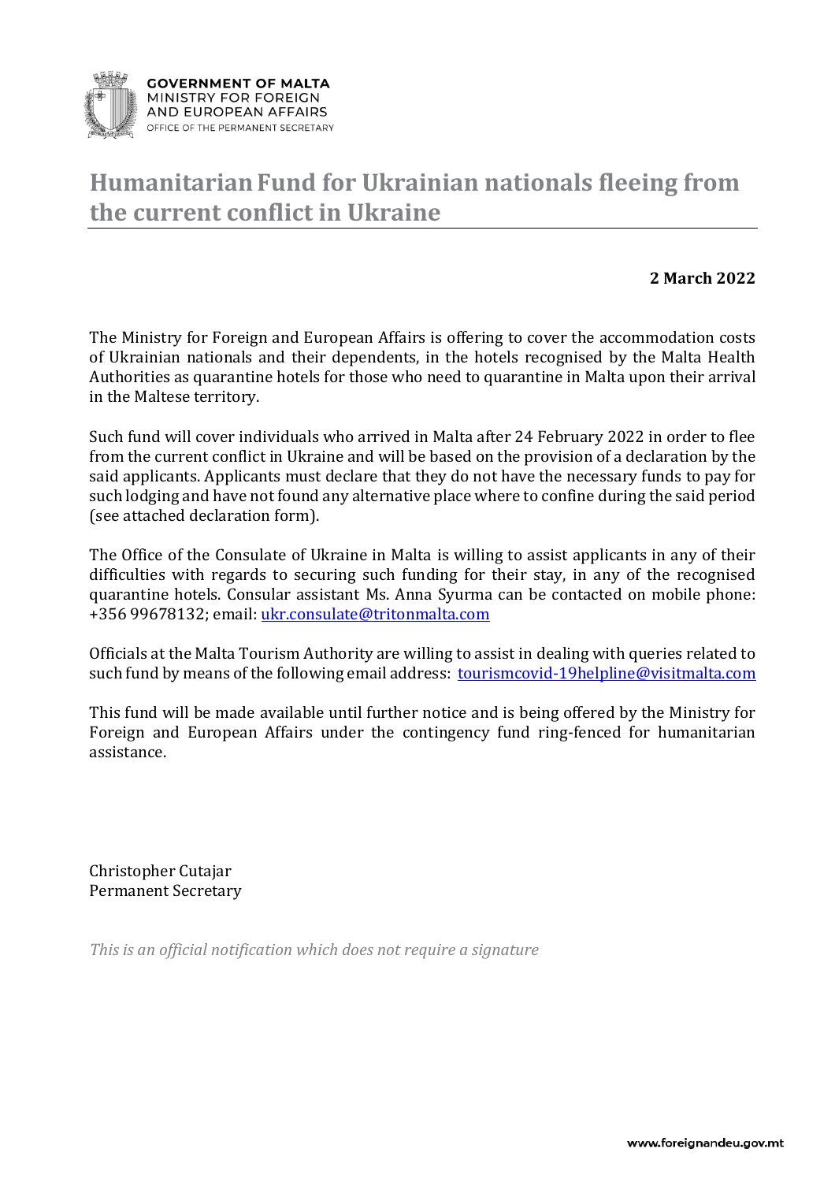GOVERNMENT OF MALTA
MINISTRY FOR FOREIGN
AND EUROPEAN AFFAIRS
OFFICE OF THE PERMANENT SECRETARY

# Humanitarian Fund for Ukrainian nationals fleeing from the current conflict in Ukraine

**2 March 2022**

The Ministry for Foreign and European Affairs is offering to cover the accommodation costs of Ukrainian nationals and their dependents, in the hotels recognised by the Malta Health Authorities as quarantine hotels for those who need to quarantine in Malta upon their arrival in the Maltese territory.

Such fund will cover individuals who arrived in Malta after 24 February 2022 in order to flee from the current conflict in Ukraine and will be based on the provision of a declaration by the said applicants. Applicants must declare that they do not have the necessary funds to pay for such lodging and have not found any alternative place where to confine during the said period (see attached declaration form).

The Office of the Consulate of Ukraine in Malta is willing to assist applicants in any of their difficulties with regards to securing such funding for their stay, in any of the recognised quarantine hotels. Consular assistant Ms. Anna Syurma can be contacted on mobile phone: +356 99678132; email: ukr.consulate@tritonmalta.com

Officials at the Malta Tourism Authority are willing to assist in dealing with queries related to such fund by means of the following email address: tourismcovid-19helpline@visitmalta.com

This fund will be made available until further notice and is being offered by the Ministry for Foreign and European Affairs under the contingency fund ring-fenced for humanitarian assistance.

Christopher Cutajar
Permanent Secretary

*This is an official notification which does not require a signature*

www.foreignandeu.gov.mt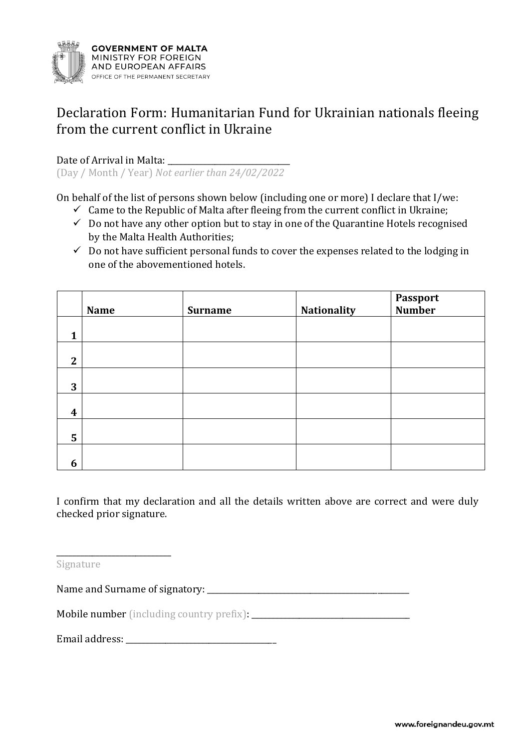GOVERNMENT OF MALTA
MINISTRY FOR FOREIGN AND EUROPEAN AFFAIRS
OFFICE OF THE PERMANENT SECRETARY

# Declaration Form: Humanitarian Fund for Ukrainian nationals fleeing from the current conflict in Ukraine

Date of Arrival in Malta: ____________________________
(Day / Month / Year) *Not earlier than 24/02/2022*

On behalf of the list of persons shown below (including one or more) I declare that I/we:

- ✓ Came to the Republic of Malta after fleeing from the current conflict in Ukraine;
- ✓ Do not have any other option but to stay in one of the Quarantine Hotels recognised by the Malta Health Authorities;
- ✓ Do not have sufficient personal funds to cover the expenses related to the lodging in one of the abovementioned hotels.

| | **Name** | **Surname** | **Nationality** | **Passport Number** |
|---|---|---|---|---|
| **1** | | | | |
| **2** | | | | |
| **3** | | | | |
| **4** | | | | |
| **5** | | | | |
| **6** | | | | |

I confirm that my declaration and all the details written above are correct and were duly checked prior signature.

____________________________
Signature

Name and Surname of signatory: ____________________________________________

Mobile number (including country prefix): __________________________________

Email address: __________________________________

www.foreignandeu.gov.mt